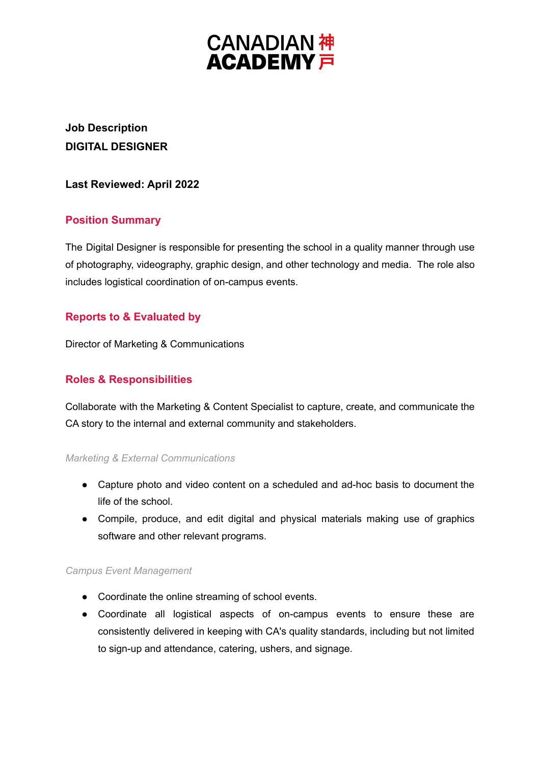CANADIAN 神
ACADEMY 戸

**Job Description**
**DIGITAL DESIGNER**

**Last Reviewed: April 2022**

## Position Summary

The Digital Designer is responsible for presenting the school in a quality manner through use of photography, videography, graphic design, and other technology and media. The role also includes logistical coordination of on-campus events.

## Reports to & Evaluated by

Director of Marketing & Communications

## Roles & Responsibilities

Collaborate with the Marketing & Content Specialist to capture, create, and communicate the CA story to the internal and external community and stakeholders.

*Marketing & External Communications*

- Capture photo and video content on a scheduled and ad-hoc basis to document the life of the school.
- Compile, produce, and edit digital and physical materials making use of graphics software and other relevant programs.

*Campus Event Management*

- Coordinate the online streaming of school events.
- Coordinate all logistical aspects of on-campus events to ensure these are consistently delivered in keeping with CA's quality standards, including but not limited to sign-up and attendance, catering, ushers, and signage.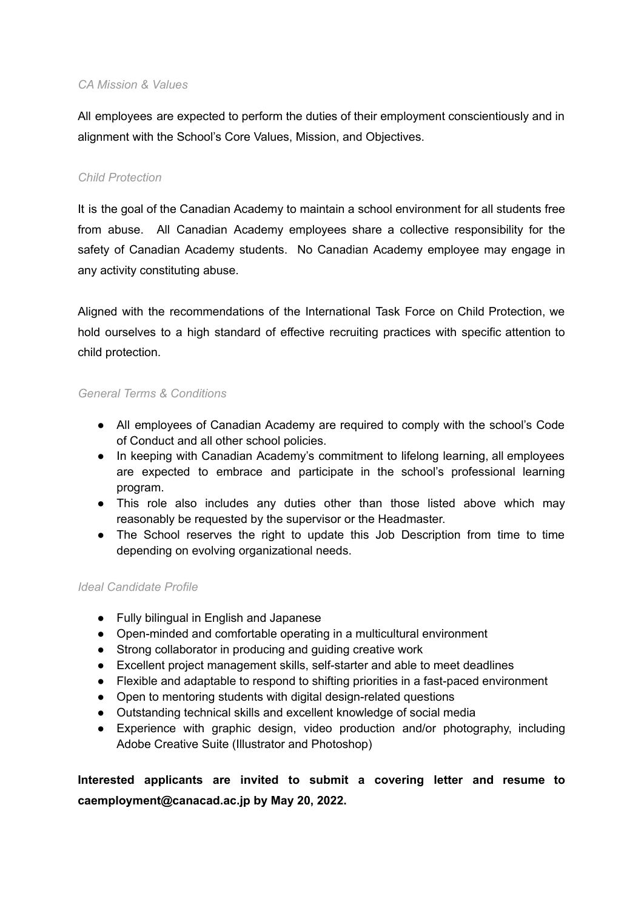*CA Mission & Values*

All employees are expected to perform the duties of their employment conscientiously and in alignment with the School's Core Values, Mission, and Objectives.

*Child Protection*

It is the goal of the Canadian Academy to maintain a school environment for all students free from abuse. All Canadian Academy employees share a collective responsibility for the safety of Canadian Academy students. No Canadian Academy employee may engage in any activity constituting abuse.

Aligned with the recommendations of the International Task Force on Child Protection, we hold ourselves to a high standard of effective recruiting practices with specific attention to child protection.

*General Terms & Conditions*

- All employees of Canadian Academy are required to comply with the school's Code of Conduct and all other school policies.
- In keeping with Canadian Academy's commitment to lifelong learning, all employees are expected to embrace and participate in the school's professional learning program.
- This role also includes any duties other than those listed above which may reasonably be requested by the supervisor or the Headmaster.
- The School reserves the right to update this Job Description from time to time depending on evolving organizational needs.

*Ideal Candidate Profile*

- Fully bilingual in English and Japanese
- Open-minded and comfortable operating in a multicultural environment
- Strong collaborator in producing and guiding creative work
- Excellent project management skills, self-starter and able to meet deadlines
- Flexible and adaptable to respond to shifting priorities in a fast-paced environment
- Open to mentoring students with digital design-related questions
- Outstanding technical skills and excellent knowledge of social media
- Experience with graphic design, video production and/or photography, including Adobe Creative Suite (Illustrator and Photoshop)

**Interested applicants are invited to submit a covering letter and resume to caemployment@canacad.ac.jp by May 20, 2022.**